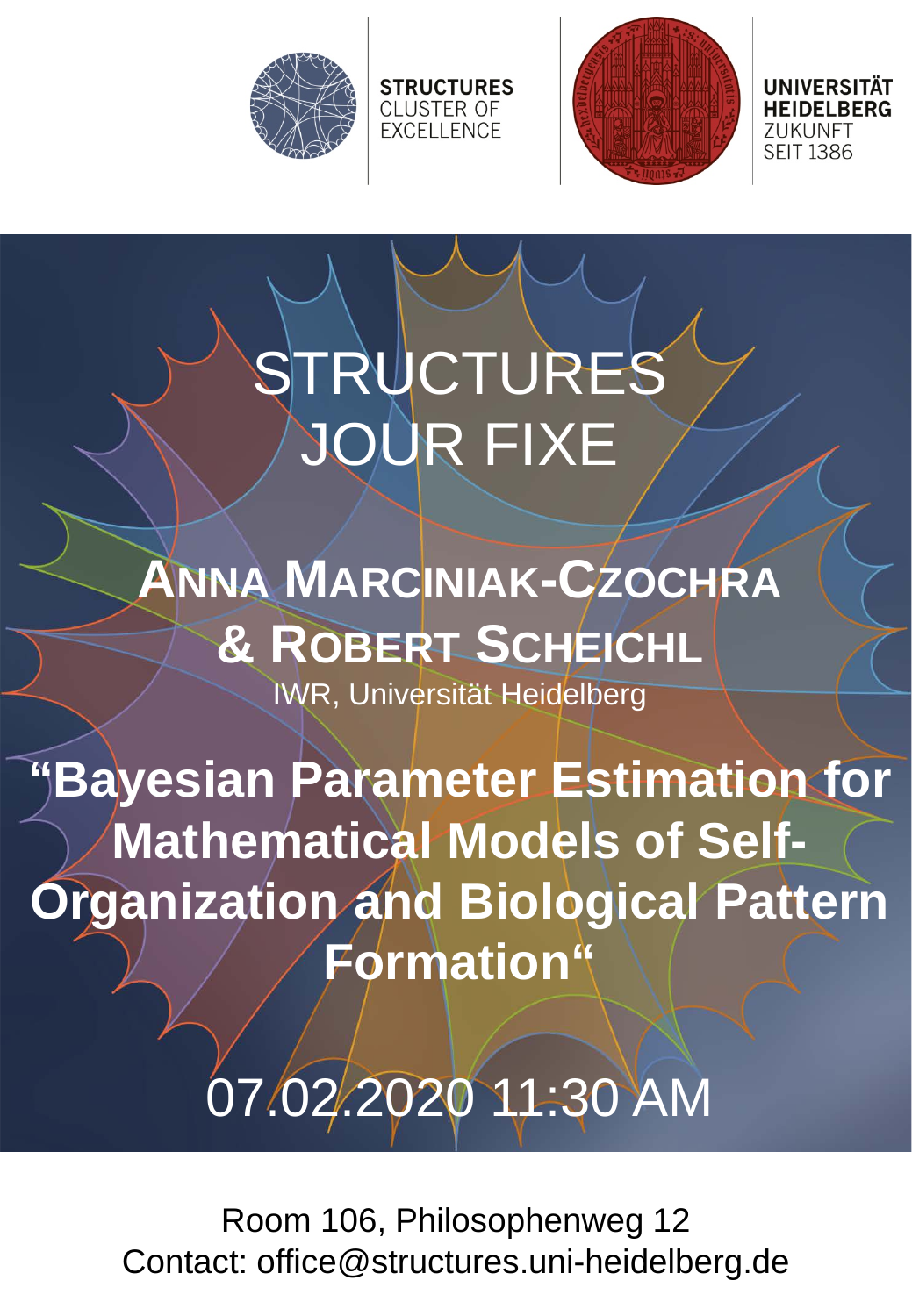STRUCTURES
CLUSTER OF
EXCELLENCE

UNIVERSITÄT
HEIDELBERG
ZUKUNFT
SEIT 1386

# STRUCTURES JOUR FIXE

## ANNA MARCINIAK-CZOCHRA & ROBERT SCHEICHL

IWR, Universität Heidelberg

## “Bayesian Parameter Estimation for Mathematical Models of Self-Organization and Biological Pattern Formation“

## 07.02.2020 11:30 AM

Room 106, Philosophenweg 12
Contact: office@structures.uni-heidelberg.de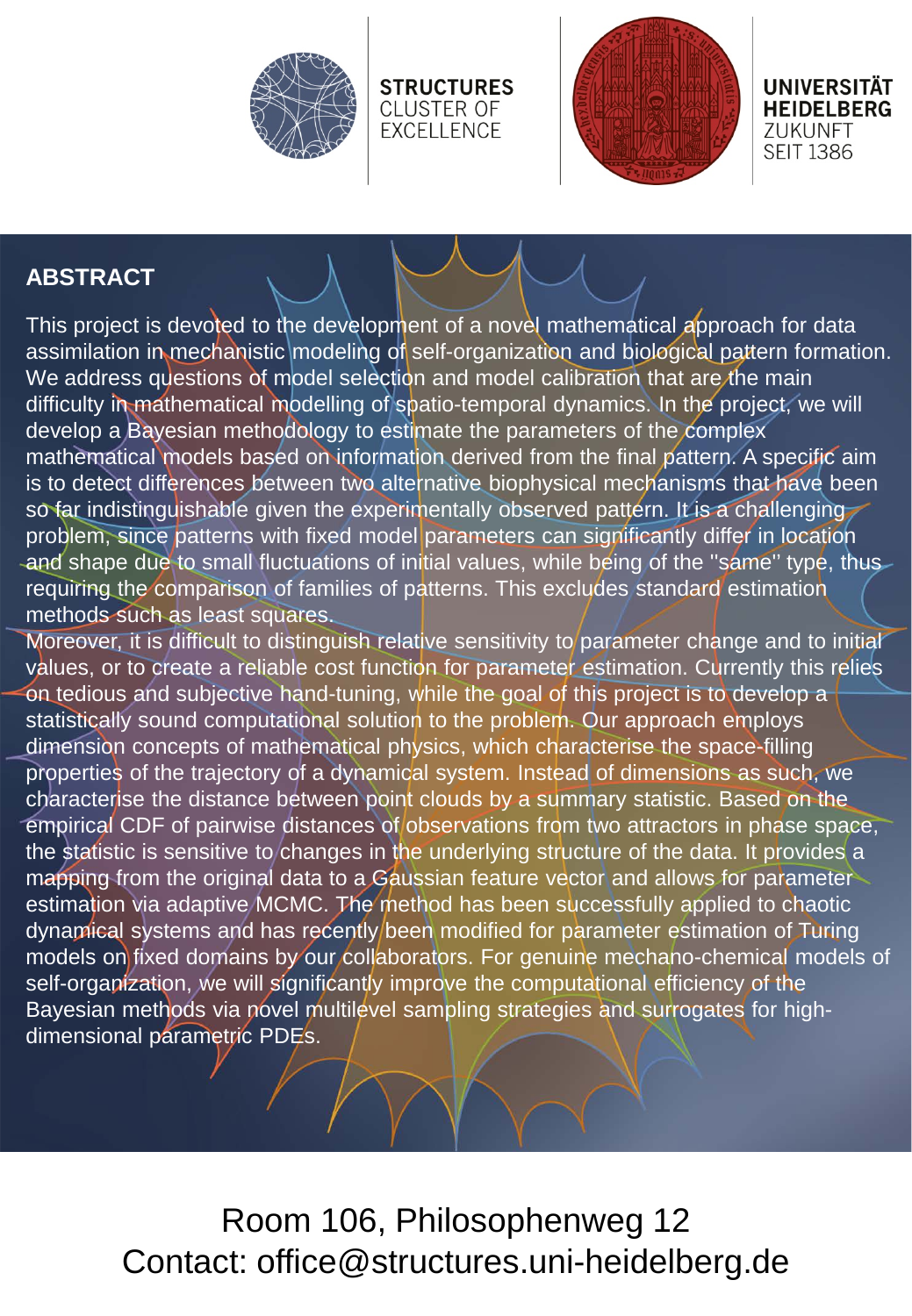STRUCTURES CLUSTER OF EXCELLENCE

UNIVERSITÄT HEIDELBERG ZUKUNFT SEIT 1386

## ABSTRACT

This project is devoted to the development of a novel mathematical approach for data assimilation in mechanistic modeling of self-organization and biological pattern formation. We address questions of model selection and model calibration that are the main difficulty in mathematical modelling of spatio-temporal dynamics. In the project, we will develop a Bayesian methodology to estimate the parameters of the complex mathematical models based on information derived from the final pattern. A specific aim is to detect differences between two alternative biophysical mechanisms that have been so far indistinguishable given the experimentally observed pattern. It is a challenging problem, since patterns with fixed model parameters can significantly differ in location and shape due to small fluctuations of initial values, while being of the "same" type, thus requiring the comparison of families of patterns. This excludes standard estimation methods such as least squares.
Moreover, it is difficult to distinguish relative sensitivity to parameter change and to initial values, or to create a reliable cost function for parameter estimation. Currently this relies on tedious and subjective hand-tuning, while the goal of this project is to develop a statistically sound computational solution to the problem. Our approach employs dimension concepts of mathematical physics, which characterise the space-filling properties of the trajectory of a dynamical system. Instead of dimensions as such, we characterise the distance between point clouds by a summary statistic. Based on the empirical CDF of pairwise distances of observations from two attractors in phase space, the statistic is sensitive to changes in the underlying structure of the data. It provides a mapping from the original data to a Gaussian feature vector and allows for parameter estimation via adaptive MCMC. The method has been successfully applied to chaotic dynamical systems and has recently been modified for parameter estimation of Turing models on fixed domains by our collaborators. For genuine mechano-chemical models of self-organization, we will significantly improve the computational efficiency of the Bayesian methods via novel multilevel sampling strategies and surrogates for high-dimensional parametric PDEs.

Room 106, Philosophenweg 12
Contact: office@structures.uni-heidelberg.de